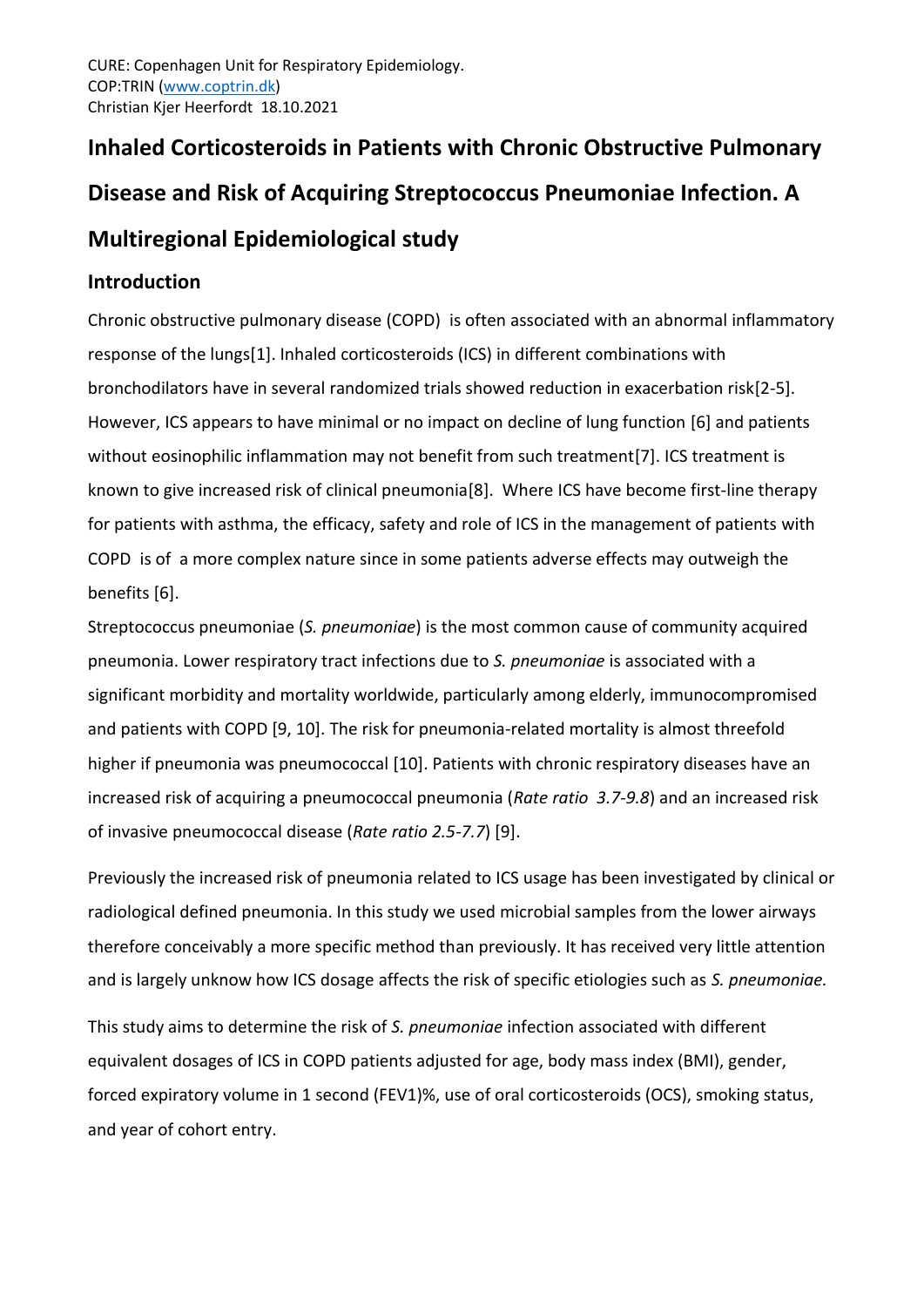CURE: Copenhagen Unit for Respiratory Epidemiology.
COP:TRIN (www.coptrin.dk)
Christian Kjer Heerfordt 18.10.2021

# Inhaled Corticosteroids in Patients with Chronic Obstructive Pulmonary Disease and Risk of Acquiring Streptococcus Pneumoniae Infection. A Multiregional Epidemiological study

## Introduction

Chronic obstructive pulmonary disease (COPD) is often associated with an abnormal inflammatory response of the lungs[1]. Inhaled corticosteroids (ICS) in different combinations with bronchodilators have in several randomized trials showed reduction in exacerbation risk[2-5]. However, ICS appears to have minimal or no impact on decline of lung function [6] and patients without eosinophilic inflammation may not benefit from such treatment[7]. ICS treatment is known to give increased risk of clinical pneumonia[8]. Where ICS have become first-line therapy for patients with asthma, the efficacy, safety and role of ICS in the management of patients with COPD is of a more complex nature since in some patients adverse effects may outweigh the benefits [6].

Streptococcus pneumoniae (*S. pneumoniae*) is the most common cause of community acquired pneumonia. Lower respiratory tract infections due to *S. pneumoniae* is associated with a significant morbidity and mortality worldwide, particularly among elderly, immunocompromised and patients with COPD [9, 10]. The risk for pneumonia-related mortality is almost threefold higher if pneumonia was pneumococcal [10]. Patients with chronic respiratory diseases have an increased risk of acquiring a pneumococcal pneumonia (*Rate ratio 3.7-9.8*) and an increased risk of invasive pneumococcal disease (*Rate ratio 2.5-7.7*) [9].

Previously the increased risk of pneumonia related to ICS usage has been investigated by clinical or radiological defined pneumonia. In this study we used microbial samples from the lower airways therefore conceivably a more specific method than previously. It has received very little attention and is largely unknow how ICS dosage affects the risk of specific etiologies such as *S. pneumoniae.*

This study aims to determine the risk of *S. pneumoniae* infection associated with different equivalent dosages of ICS in COPD patients adjusted for age, body mass index (BMI), gender, forced expiratory volume in 1 second (FEV1)%, use of oral corticosteroids (OCS), smoking status, and year of cohort entry.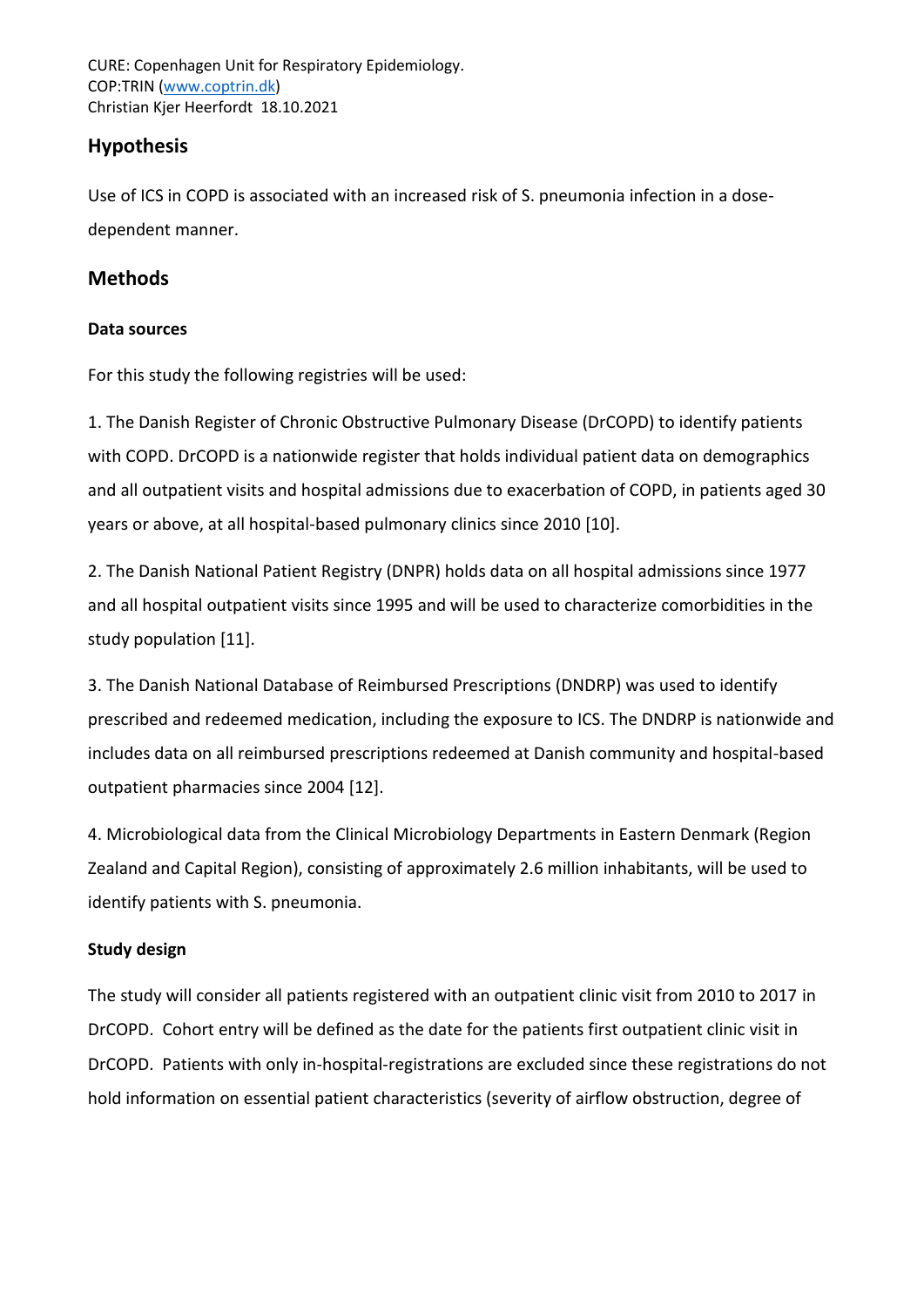CURE: Copenhagen Unit for Respiratory Epidemiology.
COP:TRIN ([www.coptrin.dk](www.coptrin.dk))
Christian Kjer Heerfordt 18.10.2021

## Hypothesis

Use of ICS in COPD is associated with an increased risk of S. pneumonia infection in a dose-dependent manner.

## Methods

### Data sources

For this study the following registries will be used:

1. The Danish Register of Chronic Obstructive Pulmonary Disease (DrCOPD) to identify patients with COPD. DrCOPD is a nationwide register that holds individual patient data on demographics and all outpatient visits and hospital admissions due to exacerbation of COPD, in patients aged 30 years or above, at all hospital-based pulmonary clinics since 2010 [10].

2. The Danish National Patient Registry (DNPR) holds data on all hospital admissions since 1977 and all hospital outpatient visits since 1995 and will be used to characterize comorbidities in the study population [11].

3. The Danish National Database of Reimbursed Prescriptions (DNDRP) was used to identify prescribed and redeemed medication, including the exposure to ICS. The DNDRP is nationwide and includes data on all reimbursed prescriptions redeemed at Danish community and hospital-based outpatient pharmacies since 2004 [12].

4. Microbiological data from the Clinical Microbiology Departments in Eastern Denmark (Region Zealand and Capital Region), consisting of approximately 2.6 million inhabitants, will be used to identify patients with S. pneumonia.

### Study design

The study will consider all patients registered with an outpatient clinic visit from 2010 to 2017 in DrCOPD. Cohort entry will be defined as the date for the patients first outpatient clinic visit in DrCOPD. Patients with only in-hospital-registrations are excluded since these registrations do not hold information on essential patient characteristics (severity of airflow obstruction, degree of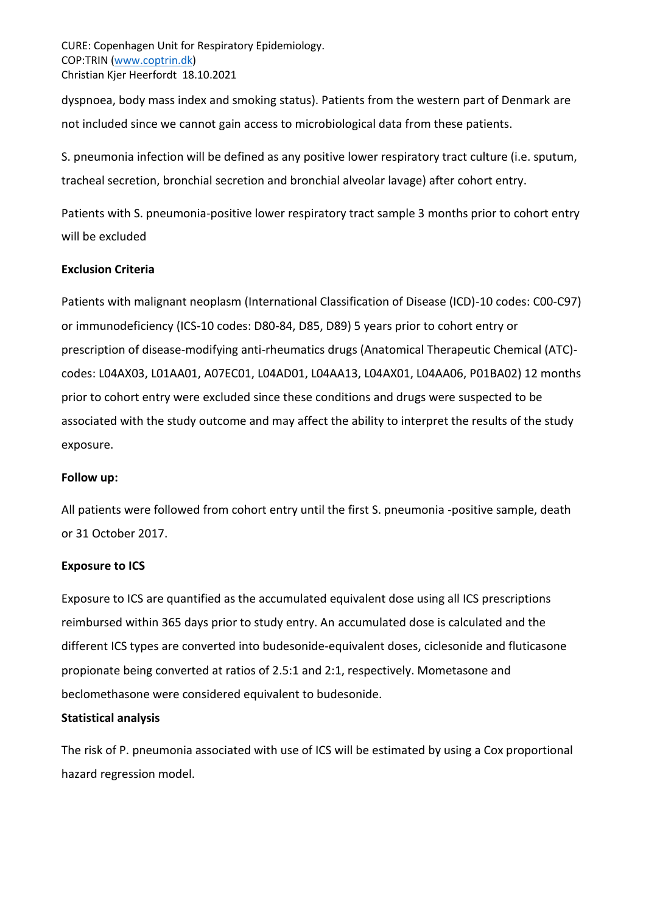dyspnoea, body mass index and smoking status). Patients from the western part of Denmark are not included since we cannot gain access to microbiological data from these patients.

S. pneumonia infection will be defined as any positive lower respiratory tract culture (i.e. sputum, tracheal secretion, bronchial secretion and bronchial alveolar lavage) after cohort entry.

Patients with S. pneumonia-positive lower respiratory tract sample 3 months prior to cohort entry will be excluded

**Exclusion Criteria**

Patients with malignant neoplasm (International Classification of Disease (ICD)-10 codes: C00-C97) or immunodeficiency (ICS-10 codes: D80-84, D85, D89) 5 years prior to cohort entry or prescription of disease-modifying anti-rheumatics drugs (Anatomical Therapeutic Chemical (ATC)-codes: L04AX03, L01AA01, A07EC01, L04AD01, L04AA13, L04AX01, L04AA06, P01BA02) 12 months prior to cohort entry were excluded since these conditions and drugs were suspected to be associated with the study outcome and may affect the ability to interpret the results of the study exposure.

**Follow up:**

All patients were followed from cohort entry until the first S. pneumonia -positive sample, death or 31 October 2017.

**Exposure to ICS**

Exposure to ICS are quantified as the accumulated equivalent dose using all ICS prescriptions reimbursed within 365 days prior to study entry. An accumulated dose is calculated and the different ICS types are converted into budesonide-equivalent doses, ciclesonide and fluticasone propionate being converted at ratios of 2.5:1 and 2:1, respectively. Mometasone and beclomethasone were considered equivalent to budesonide.

**Statistical analysis**

The risk of P. pneumonia associated with use of ICS will be estimated by using a Cox proportional hazard regression model.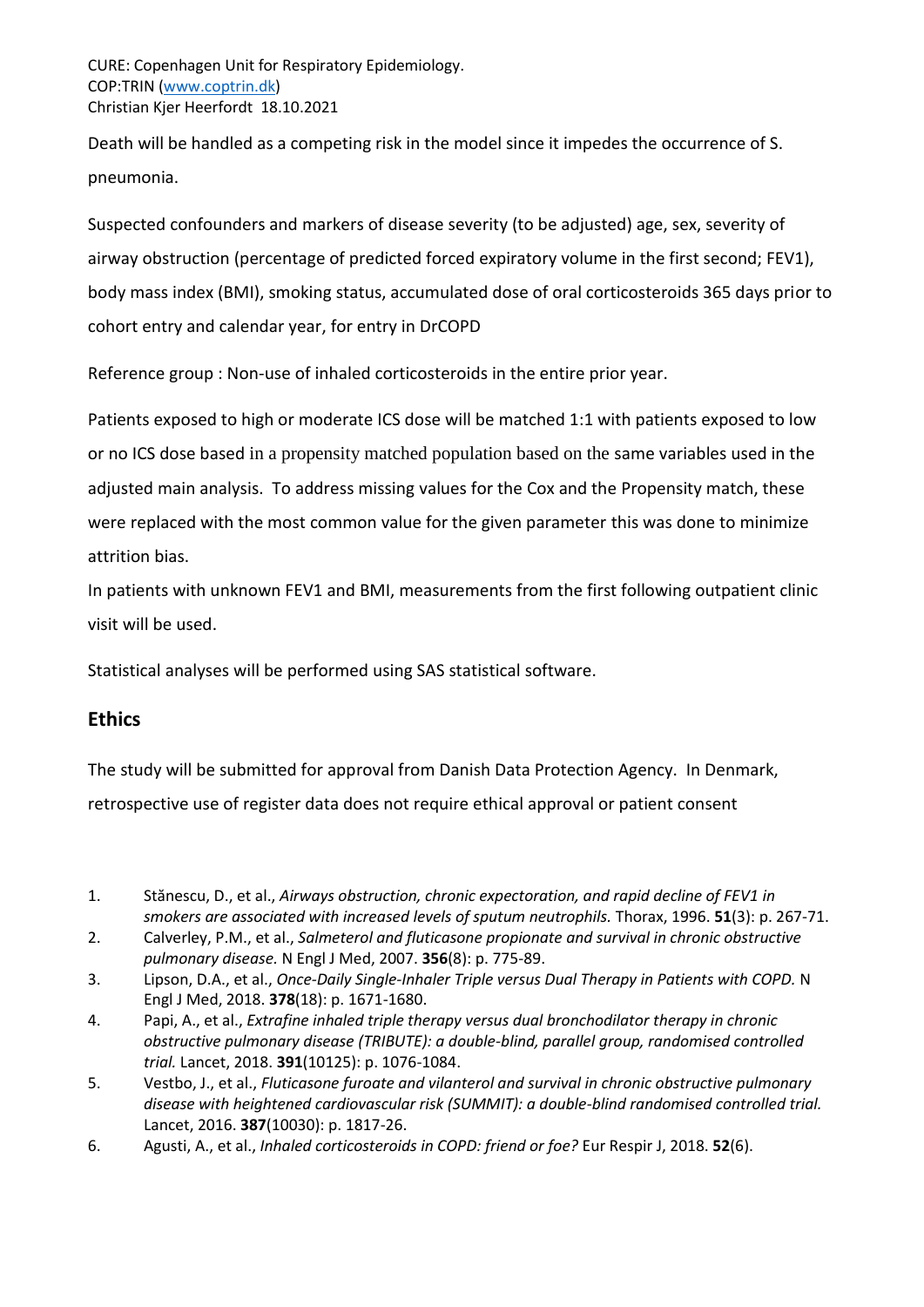Death will be handled as a competing risk in the model since it impedes the occurrence of S. pneumonia.

Suspected confounders and markers of disease severity (to be adjusted) age, sex, severity of airway obstruction (percentage of predicted forced expiratory volume in the first second; FEV1), body mass index (BMI), smoking status, accumulated dose of oral corticosteroids 365 days prior to cohort entry and calendar year, for entry in DrCOPD

Reference group : Non-use of inhaled corticosteroids in the entire prior year.

Patients exposed to high or moderate ICS dose will be matched 1:1 with patients exposed to low or no ICS dose based in a propensity matched population based on the same variables used in the adjusted main analysis. To address missing values for the Cox and the Propensity match, these were replaced with the most common value for the given parameter this was done to minimize attrition bias.

In patients with unknown FEV1 and BMI, measurements from the first following outpatient clinic visit will be used.

Statistical analyses will be performed using SAS statistical software.

## Ethics

The study will be submitted for approval from Danish Data Protection Agency. In Denmark, retrospective use of register data does not require ethical approval or patient consent

1. Stănescu, D., et al., *Airways obstruction, chronic expectoration, and rapid decline of FEV1 in smokers are associated with increased levels of sputum neutrophils.* Thorax, 1996. **51**(3): p. 267-71.
2. Calverley, P.M., et al., *Salmeterol and fluticasone propionate and survival in chronic obstructive pulmonary disease.* N Engl J Med, 2007. **356**(8): p. 775-89.
3. Lipson, D.A., et al., *Once-Daily Single-Inhaler Triple versus Dual Therapy in Patients with COPD.* N Engl J Med, 2018. **378**(18): p. 1671-1680.
4. Papi, A., et al., *Extrafine inhaled triple therapy versus dual bronchodilator therapy in chronic obstructive pulmonary disease (TRIBUTE): a double-blind, parallel group, randomised controlled trial.* Lancet, 2018. **391**(10125): p. 1076-1084.
5. Vestbo, J., et al., *Fluticasone furoate and vilanterol and survival in chronic obstructive pulmonary disease with heightened cardiovascular risk (SUMMIT): a double-blind randomised controlled trial.* Lancet, 2016. **387**(10030): p. 1817-26.
6. Agusti, A., et al., *Inhaled corticosteroids in COPD: friend or foe?* Eur Respir J, 2018. **52**(6).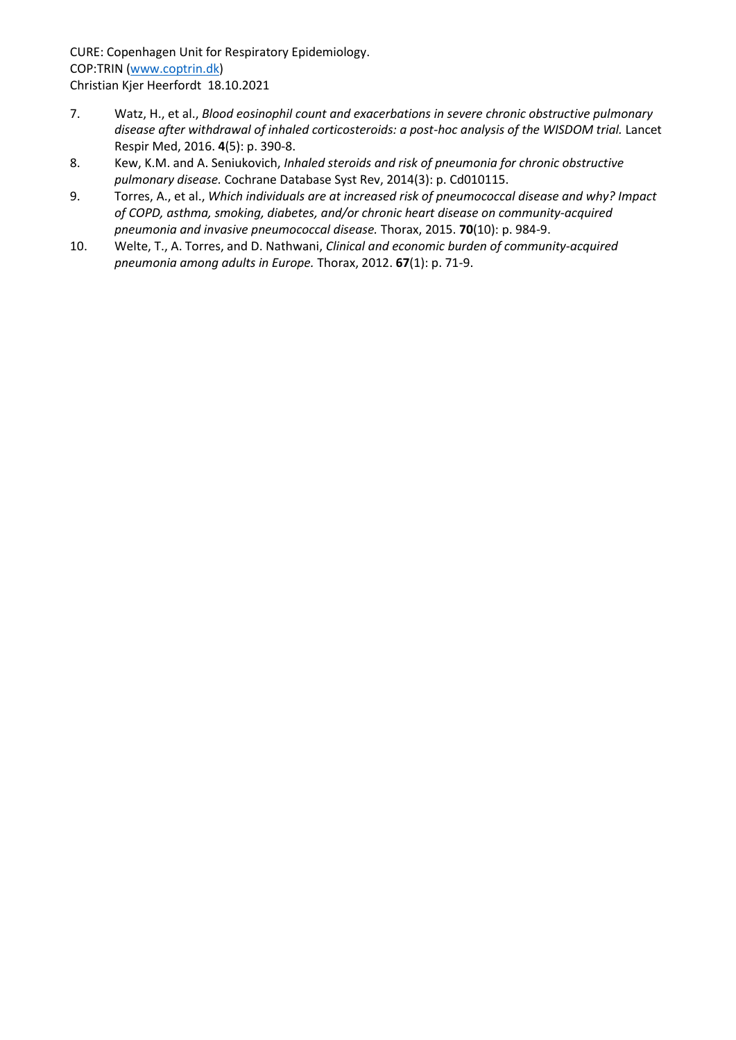7. Watz, H., et al., *Blood eosinophil count and exacerbations in severe chronic obstructive pulmonary disease after withdrawal of inhaled corticosteroids: a post-hoc analysis of the WISDOM trial.* Lancet Respir Med, 2016. **4**(5): p. 390-8.
8. Kew, K.M. and A. Seniukovich, *Inhaled steroids and risk of pneumonia for chronic obstructive pulmonary disease.* Cochrane Database Syst Rev, 2014(3): p. Cd010115.
9. Torres, A., et al., *Which individuals are at increased risk of pneumococcal disease and why? Impact of COPD, asthma, smoking, diabetes, and/or chronic heart disease on community-acquired pneumonia and invasive pneumococcal disease.* Thorax, 2015. **70**(10): p. 984-9.
10. Welte, T., A. Torres, and D. Nathwani, *Clinical and economic burden of community-acquired pneumonia among adults in Europe.* Thorax, 2012. **67**(1): p. 71-9.